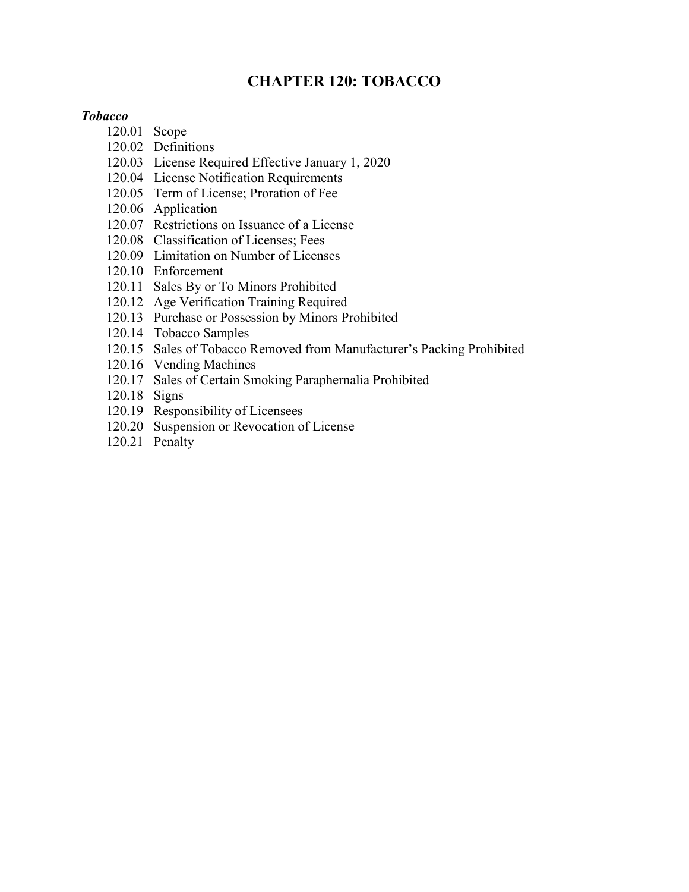# CHAPTER 120: TOBACCO

***Tobacco***

120.01 Scope
120.02 Definitions
120.03 License Required Effective January 1, 2020
120.04 License Notification Requirements
120.05 Term of License; Proration of Fee
120.06 Application
120.07 Restrictions on Issuance of a License
120.08 Classification of Licenses; Fees
120.09 Limitation on Number of Licenses
120.10 Enforcement
120.11 Sales By or To Minors Prohibited
120.12 Age Verification Training Required
120.13 Purchase or Possession by Minors Prohibited
120.14 Tobacco Samples
120.15 Sales of Tobacco Removed from Manufacturer's Packing Prohibited
120.16 Vending Machines
120.17 Sales of Certain Smoking Paraphernalia Prohibited
120.18 Signs
120.19 Responsibility of Licensees
120.20 Suspension or Revocation of License
120.21 Penalty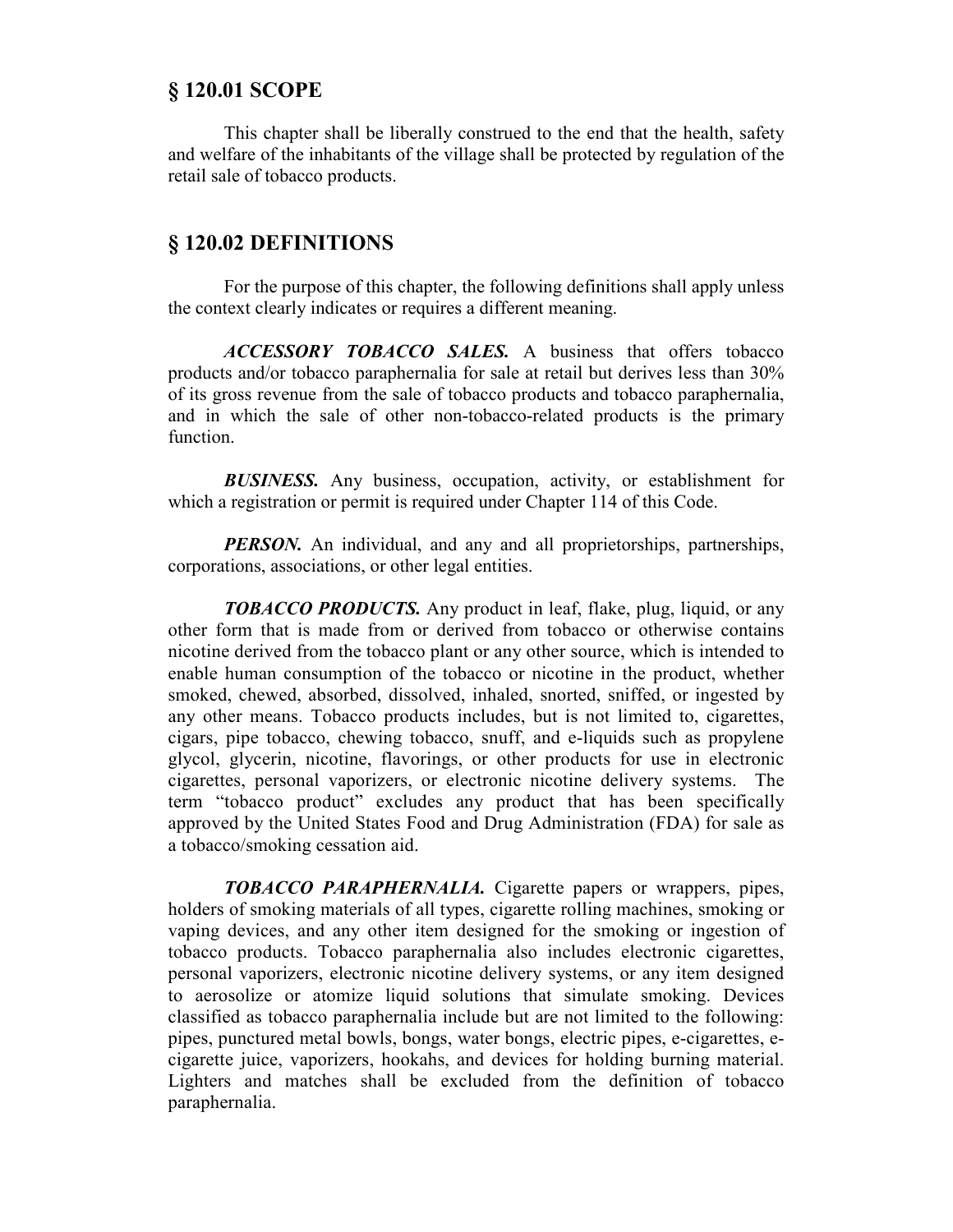## § 120.01 SCOPE

This chapter shall be liberally construed to the end that the health, safety and welfare of the inhabitants of the village shall be protected by regulation of the retail sale of tobacco products.

## § 120.02 DEFINITIONS

For the purpose of this chapter, the following definitions shall apply unless the context clearly indicates or requires a different meaning.

***ACCESSORY TOBACCO SALES.*** A business that offers tobacco products and/or tobacco paraphernalia for sale at retail but derives less than 30% of its gross revenue from the sale of tobacco products and tobacco paraphernalia, and in which the sale of other non-tobacco-related products is the primary function.

***BUSINESS.*** Any business, occupation, activity, or establishment for which a registration or permit is required under Chapter 114 of this Code.

***PERSON.*** An individual, and any and all proprietorships, partnerships, corporations, associations, or other legal entities.

***TOBACCO PRODUCTS.*** Any product in leaf, flake, plug, liquid, or any other form that is made from or derived from tobacco or otherwise contains nicotine derived from the tobacco plant or any other source, which is intended to enable human consumption of the tobacco or nicotine in the product, whether smoked, chewed, absorbed, dissolved, inhaled, snorted, sniffed, or ingested by any other means. Tobacco products includes, but is not limited to, cigarettes, cigars, pipe tobacco, chewing tobacco, snuff, and e-liquids such as propylene glycol, glycerin, nicotine, flavorings, or other products for use in electronic cigarettes, personal vaporizers, or electronic nicotine delivery systems. The term "tobacco product" excludes any product that has been specifically approved by the United States Food and Drug Administration (FDA) for sale as a tobacco/smoking cessation aid.

***TOBACCO PARAPHERNALIA.*** Cigarette papers or wrappers, pipes, holders of smoking materials of all types, cigarette rolling machines, smoking or vaping devices, and any other item designed for the smoking or ingestion of tobacco products. Tobacco paraphernalia also includes electronic cigarettes, personal vaporizers, electronic nicotine delivery systems, or any item designed to aerosolize or atomize liquid solutions that simulate smoking. Devices classified as tobacco paraphernalia include but are not limited to the following: pipes, punctured metal bowls, bongs, water bongs, electric pipes, e-cigarettes, e-cigarette juice, vaporizers, hookahs, and devices for holding burning material. Lighters and matches shall be excluded from the definition of tobacco paraphernalia.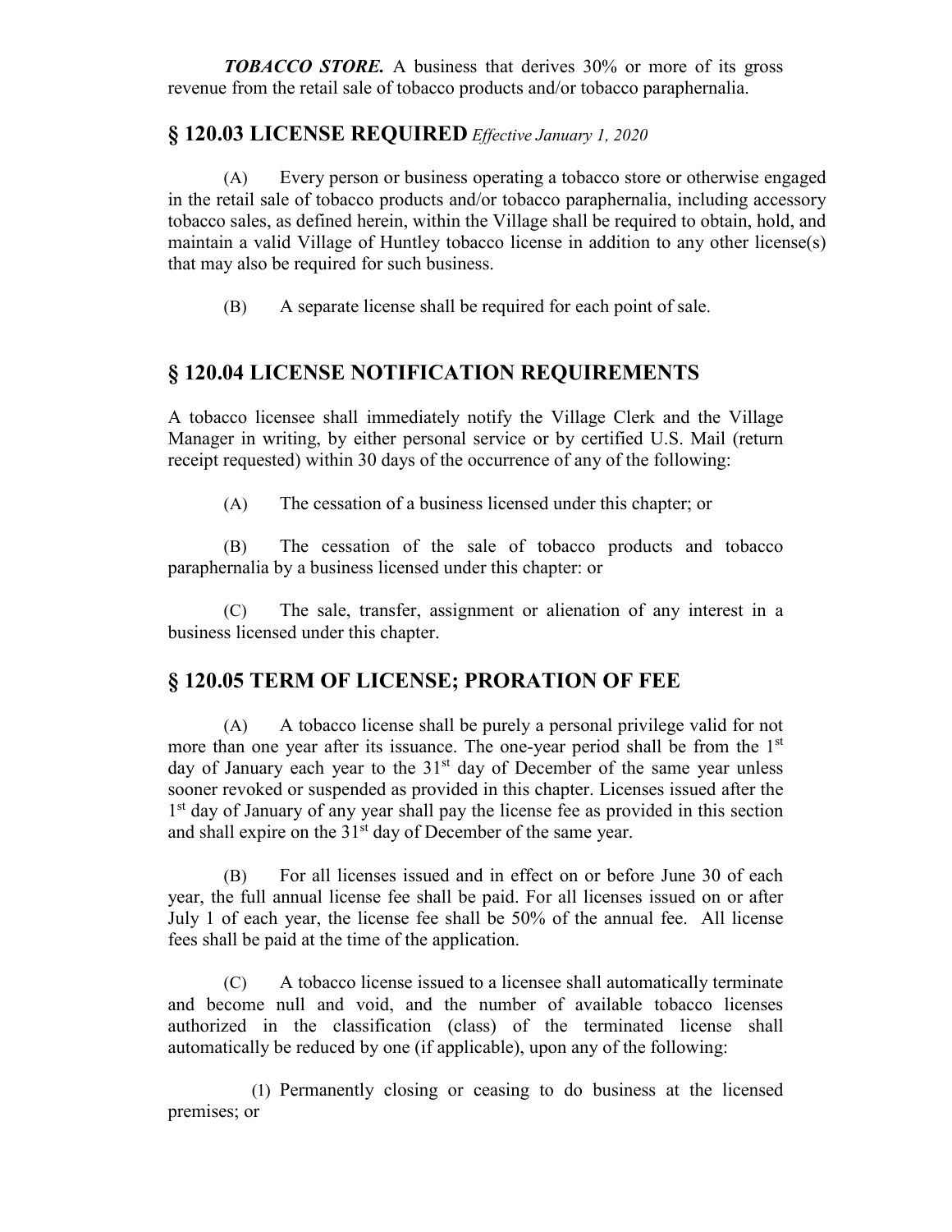***TOBACCO STORE.*** A business that derives 30% or more of its gross revenue from the retail sale of tobacco products and/or tobacco paraphernalia.

## § 120.03 LICENSE REQUIRED *Effective January 1, 2020*

(A) Every person or business operating a tobacco store or otherwise engaged in the retail sale of tobacco products and/or tobacco paraphernalia, including accessory tobacco sales, as defined herein, within the Village shall be required to obtain, hold, and maintain a valid Village of Huntley tobacco license in addition to any other license(s) that may also be required for such business.

(B) A separate license shall be required for each point of sale.

## § 120.04 LICENSE NOTIFICATION REQUIREMENTS

A tobacco licensee shall immediately notify the Village Clerk and the Village Manager in writing, by either personal service or by certified U.S. Mail (return receipt requested) within 30 days of the occurrence of any of the following:

(A) The cessation of a business licensed under this chapter; or

(B) The cessation of the sale of tobacco products and tobacco paraphernalia by a business licensed under this chapter: or

(C) The sale, transfer, assignment or alienation of any interest in a business licensed under this chapter.

## § 120.05 TERM OF LICENSE; PRORATION OF FEE

(A) A tobacco license shall be purely a personal privilege valid for not more than one year after its issuance. The one-year period shall be from the 1st day of January each year to the 31st day of December of the same year unless sooner revoked or suspended as provided in this chapter. Licenses issued after the 1st day of January of any year shall pay the license fee as provided in this section and shall expire on the 31st day of December of the same year.

(B) For all licenses issued and in effect on or before June 30 of each year, the full annual license fee shall be paid. For all licenses issued on or after July 1 of each year, the license fee shall be 50% of the annual fee. All license fees shall be paid at the time of the application.

(C) A tobacco license issued to a licensee shall automatically terminate and become null and void, and the number of available tobacco licenses authorized in the classification (class) of the terminated license shall automatically be reduced by one (if applicable), upon any of the following:

(1) Permanently closing or ceasing to do business at the licensed premises; or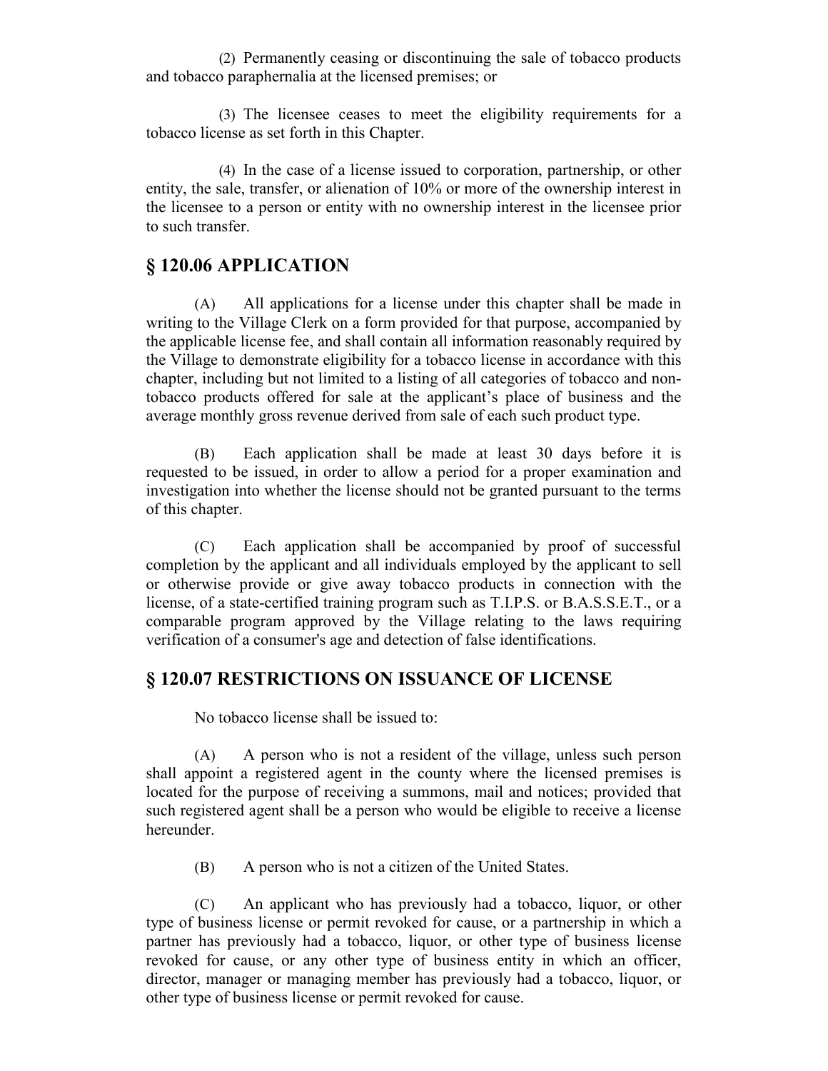(2) Permanently ceasing or discontinuing the sale of tobacco products and tobacco paraphernalia at the licensed premises; or

(3) The licensee ceases to meet the eligibility requirements for a tobacco license as set forth in this Chapter.

(4) In the case of a license issued to corporation, partnership, or other entity, the sale, transfer, or alienation of 10% or more of the ownership interest in the licensee to a person or entity with no ownership interest in the licensee prior to such transfer.

## § 120.06 APPLICATION

(A) All applications for a license under this chapter shall be made in writing to the Village Clerk on a form provided for that purpose, accompanied by the applicable license fee, and shall contain all information reasonably required by the Village to demonstrate eligibility for a tobacco license in accordance with this chapter, including but not limited to a listing of all categories of tobacco and non-tobacco products offered for sale at the applicant's place of business and the average monthly gross revenue derived from sale of each such product type.

(B) Each application shall be made at least 30 days before it is requested to be issued, in order to allow a period for a proper examination and investigation into whether the license should not be granted pursuant to the terms of this chapter.

(C) Each application shall be accompanied by proof of successful completion by the applicant and all individuals employed by the applicant to sell or otherwise provide or give away tobacco products in connection with the license, of a state-certified training program such as T.I.P.S. or B.A.S.S.E.T., or a comparable program approved by the Village relating to the laws requiring verification of a consumer's age and detection of false identifications.

## § 120.07 RESTRICTIONS ON ISSUANCE OF LICENSE

No tobacco license shall be issued to:

(A) A person who is not a resident of the village, unless such person shall appoint a registered agent in the county where the licensed premises is located for the purpose of receiving a summons, mail and notices; provided that such registered agent shall be a person who would be eligible to receive a license hereunder.

(B) A person who is not a citizen of the United States.

(C) An applicant who has previously had a tobacco, liquor, or other type of business license or permit revoked for cause, or a partnership in which a partner has previously had a tobacco, liquor, or other type of business license revoked for cause, or any other type of business entity in which an officer, director, manager or managing member has previously had a tobacco, liquor, or other type of business license or permit revoked for cause.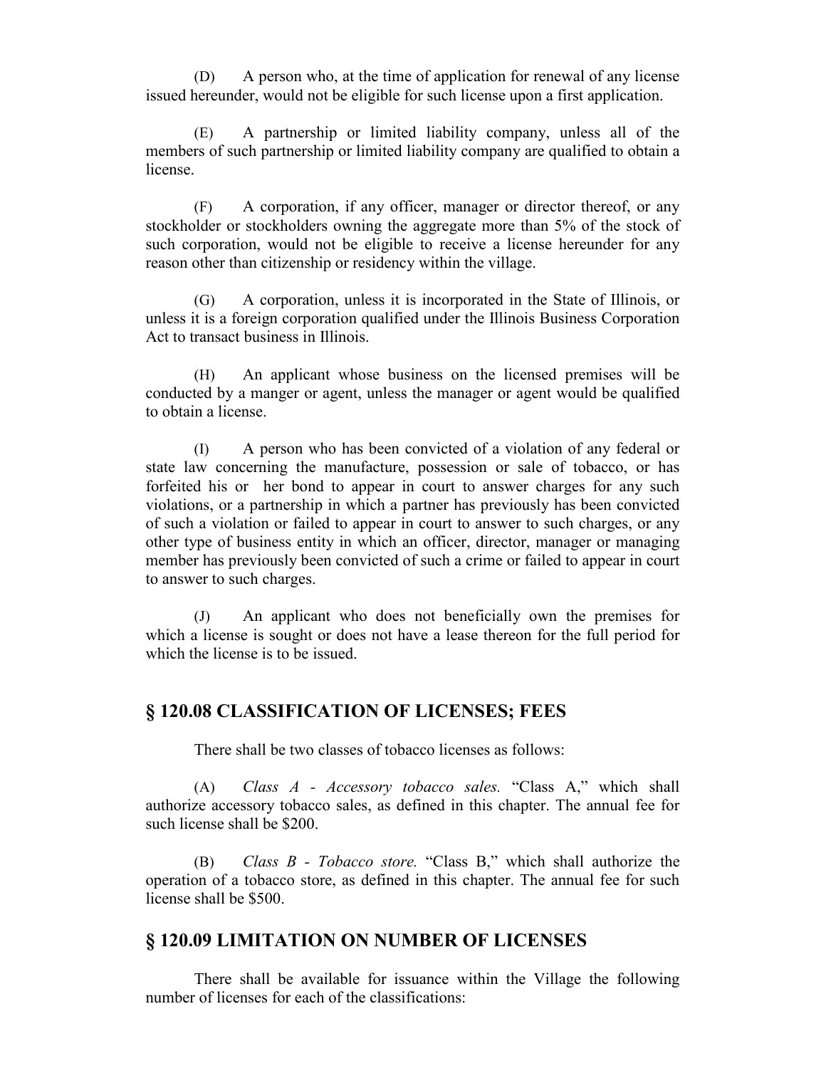(D) A person who, at the time of application for renewal of any license issued hereunder, would not be eligible for such license upon a first application.

(E) A partnership or limited liability company, unless all of the members of such partnership or limited liability company are qualified to obtain a license.

(F) A corporation, if any officer, manager or director thereof, or any stockholder or stockholders owning the aggregate more than 5% of the stock of such corporation, would not be eligible to receive a license hereunder for any reason other than citizenship or residency within the village.

(G) A corporation, unless it is incorporated in the State of Illinois, or unless it is a foreign corporation qualified under the Illinois Business Corporation Act to transact business in Illinois.

(H) An applicant whose business on the licensed premises will be conducted by a manger or agent, unless the manager or agent would be qualified to obtain a license.

(I) A person who has been convicted of a violation of any federal or state law concerning the manufacture, possession or sale of tobacco, or has forfeited his or her bond to appear in court to answer charges for any such violations, or a partnership in which a partner has previously has been convicted of such a violation or failed to appear in court to answer to such charges, or any other type of business entity in which an officer, director, manager or managing member has previously been convicted of such a crime or failed to appear in court to answer to such charges.

(J) An applicant who does not beneficially own the premises for which a license is sought or does not have a lease thereon for the full period for which the license is to be issued.

## § 120.08 CLASSIFICATION OF LICENSES; FEES

There shall be two classes of tobacco licenses as follows:

(A) *Class A - Accessory tobacco sales.* "Class A," which shall authorize accessory tobacco sales, as defined in this chapter. The annual fee for such license shall be $200.

(B) *Class B - Tobacco store.* "Class B," which shall authorize the operation of a tobacco store, as defined in this chapter. The annual fee for such license shall be $500.

## § 120.09 LIMITATION ON NUMBER OF LICENSES

There shall be available for issuance within the Village the following number of licenses for each of the classifications: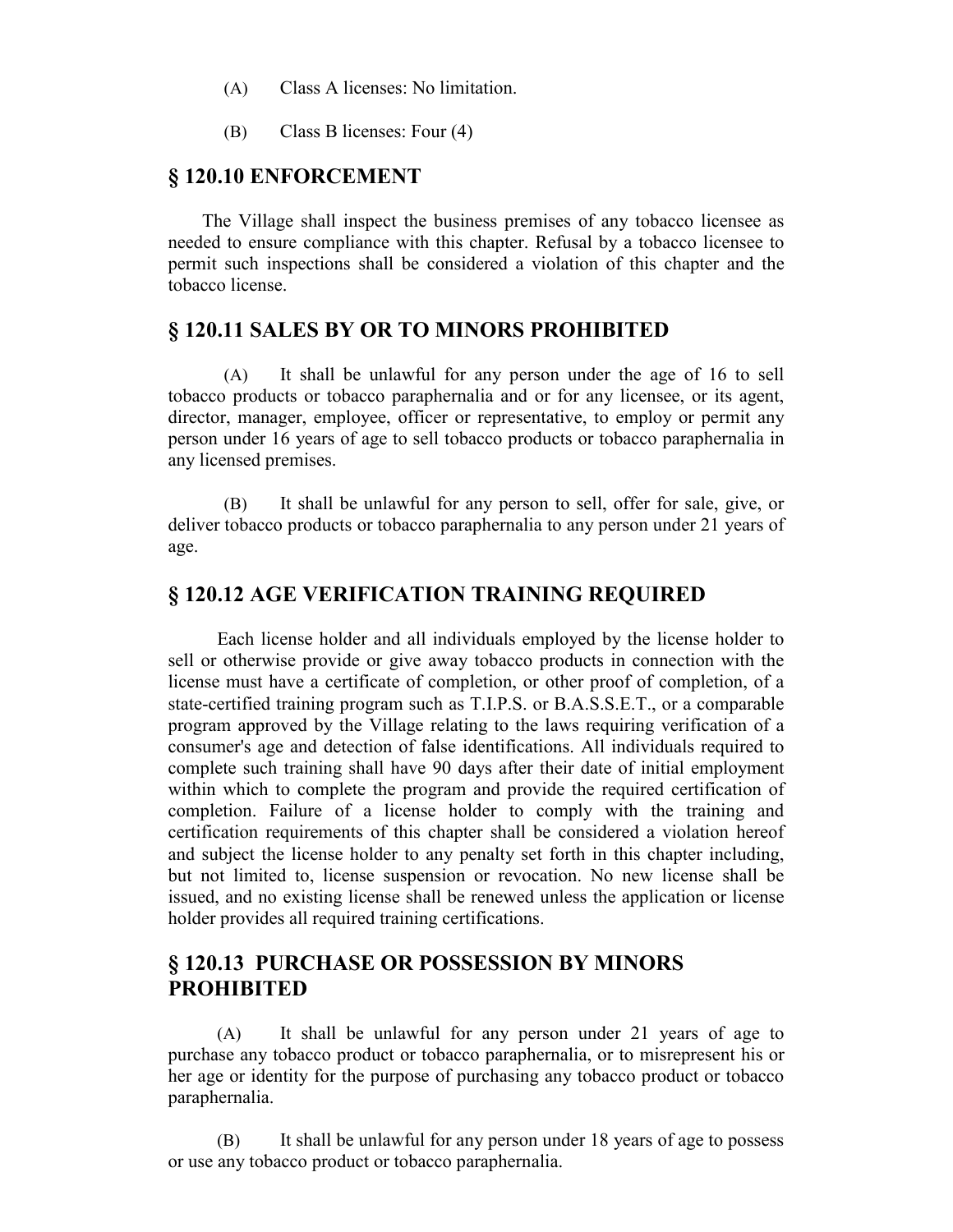(A) Class A licenses: No limitation.

(B) Class B licenses: Four (4)

## § 120.10 ENFORCEMENT

The Village shall inspect the business premises of any tobacco licensee as needed to ensure compliance with this chapter. Refusal by a tobacco licensee to permit such inspections shall be considered a violation of this chapter and the tobacco license.

## § 120.11 SALES BY OR TO MINORS PROHIBITED

(A) It shall be unlawful for any person under the age of 16 to sell tobacco products or tobacco paraphernalia and or for any licensee, or its agent, director, manager, employee, officer or representative, to employ or permit any person under 16 years of age to sell tobacco products or tobacco paraphernalia in any licensed premises.

(B) It shall be unlawful for any person to sell, offer for sale, give, or deliver tobacco products or tobacco paraphernalia to any person under 21 years of age.

## § 120.12 AGE VERIFICATION TRAINING REQUIRED

Each license holder and all individuals employed by the license holder to sell or otherwise provide or give away tobacco products in connection with the license must have a certificate of completion, or other proof of completion, of a state-certified training program such as T.I.P.S. or B.A.S.S.E.T., or a comparable program approved by the Village relating to the laws requiring verification of a consumer's age and detection of false identifications. All individuals required to complete such training shall have 90 days after their date of initial employment within which to complete the program and provide the required certification of completion. Failure of a license holder to comply with the training and certification requirements of this chapter shall be considered a violation hereof and subject the license holder to any penalty set forth in this chapter including, but not limited to, license suspension or revocation. No new license shall be issued, and no existing license shall be renewed unless the application or license holder provides all required training certifications.

## § 120.13 PURCHASE OR POSSESSION BY MINORS PROHIBITED

(A) It shall be unlawful for any person under 21 years of age to purchase any tobacco product or tobacco paraphernalia, or to misrepresent his or her age or identity for the purpose of purchasing any tobacco product or tobacco paraphernalia.

(B) It shall be unlawful for any person under 18 years of age to possess or use any tobacco product or tobacco paraphernalia.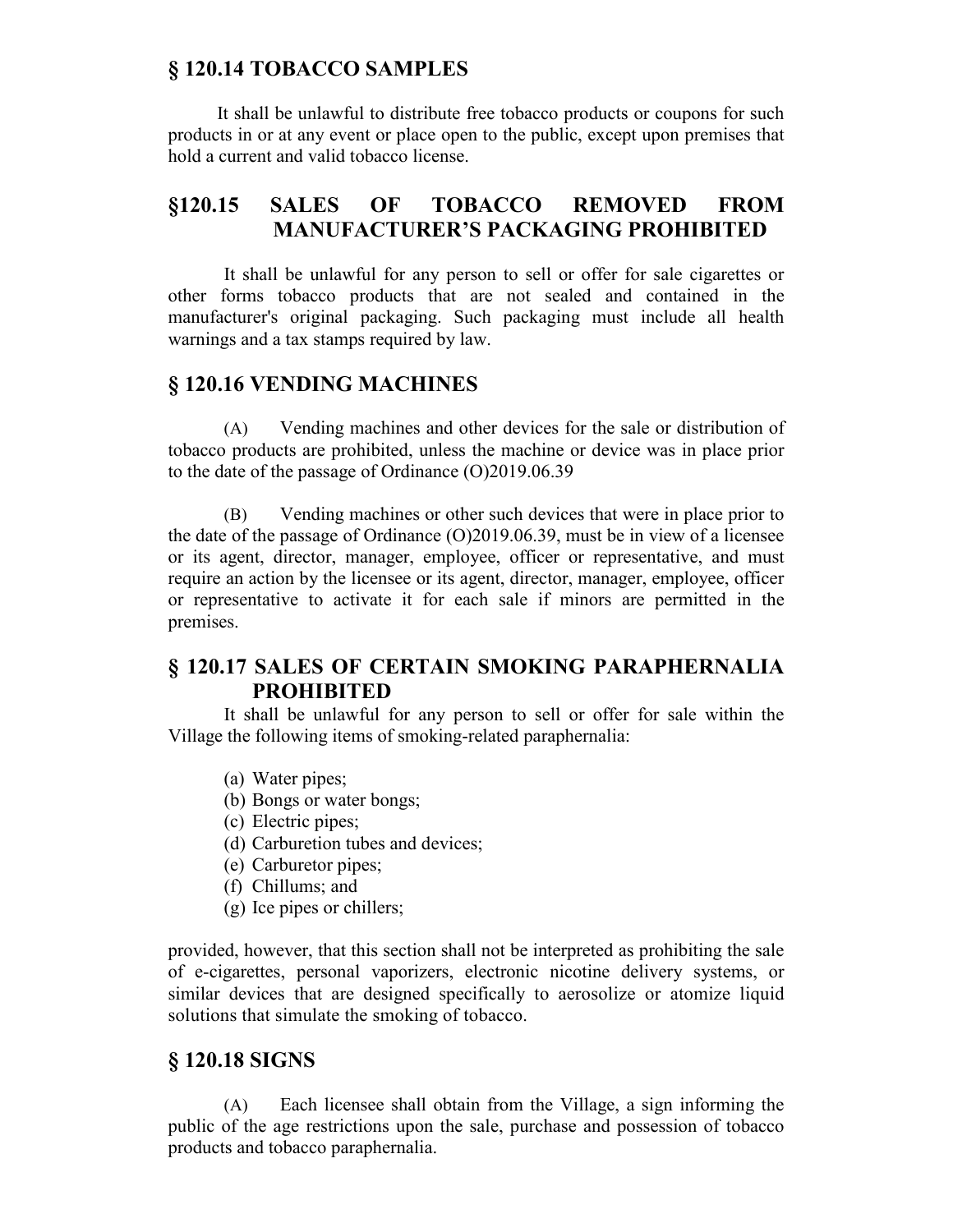## § 120.14 TOBACCO SAMPLES

It shall be unlawful to distribute free tobacco products or coupons for such products in or at any event or place open to the public, except upon premises that hold a current and valid tobacco license.

## §120.15 SALES OF TOBACCO REMOVED FROM MANUFACTURER'S PACKAGING PROHIBITED

It shall be unlawful for any person to sell or offer for sale cigarettes or other forms tobacco products that are not sealed and contained in the manufacturer's original packaging. Such packaging must include all health warnings and a tax stamps required by law.

## § 120.16 VENDING MACHINES

(A) Vending machines and other devices for the sale or distribution of tobacco products are prohibited, unless the machine or device was in place prior to the date of the passage of Ordinance (O)2019.06.39

(B) Vending machines or other such devices that were in place prior to the date of the passage of Ordinance (O)2019.06.39, must be in view of a licensee or its agent, director, manager, employee, officer or representative, and must require an action by the licensee or its agent, director, manager, employee, officer or representative to activate it for each sale if minors are permitted in the premises.

## § 120.17 SALES OF CERTAIN SMOKING PARAPHERNALIA PROHIBITED

It shall be unlawful for any person to sell or offer for sale within the Village the following items of smoking-related paraphernalia:

(a) Water pipes;
(b) Bongs or water bongs;
(c) Electric pipes;
(d) Carburetion tubes and devices;
(e) Carburetor pipes;
(f) Chillums; and
(g) Ice pipes or chillers;

provided, however, that this section shall not be interpreted as prohibiting the sale of e-cigarettes, personal vaporizers, electronic nicotine delivery systems, or similar devices that are designed specifically to aerosolize or atomize liquid solutions that simulate the smoking of tobacco.

## § 120.18 SIGNS

(A) Each licensee shall obtain from the Village, a sign informing the public of the age restrictions upon the sale, purchase and possession of tobacco products and tobacco paraphernalia.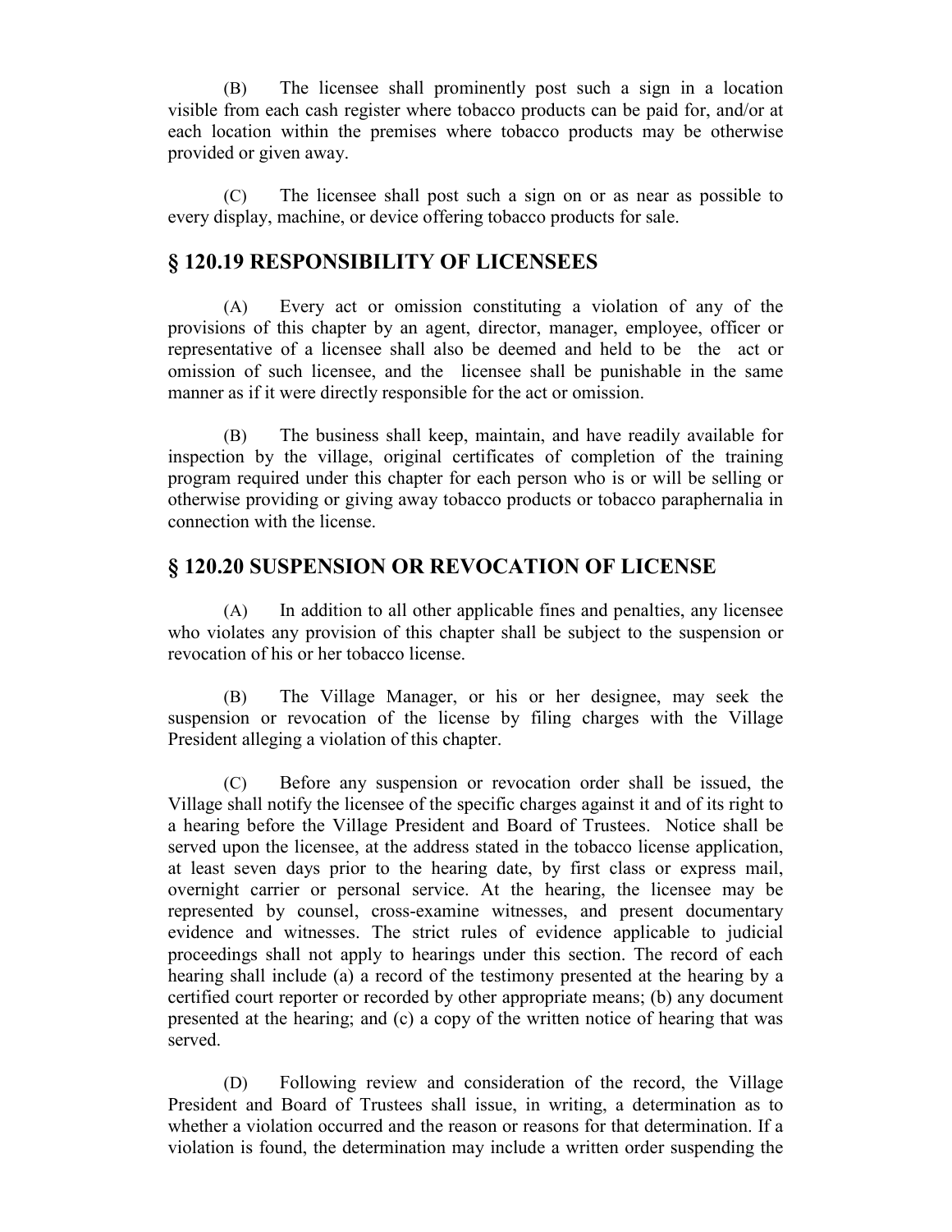(B) The licensee shall prominently post such a sign in a location visible from each cash register where tobacco products can be paid for, and/or at each location within the premises where tobacco products may be otherwise provided or given away.

(C) The licensee shall post such a sign on or as near as possible to every display, machine, or device offering tobacco products for sale.

## § 120.19 RESPONSIBILITY OF LICENSEES

(A) Every act or omission constituting a violation of any of the provisions of this chapter by an agent, director, manager, employee, officer or representative of a licensee shall also be deemed and held to be the act or omission of such licensee, and the licensee shall be punishable in the same manner as if it were directly responsible for the act or omission.

(B) The business shall keep, maintain, and have readily available for inspection by the village, original certificates of completion of the training program required under this chapter for each person who is or will be selling or otherwise providing or giving away tobacco products or tobacco paraphernalia in connection with the license.

## § 120.20 SUSPENSION OR REVOCATION OF LICENSE

(A) In addition to all other applicable fines and penalties, any licensee who violates any provision of this chapter shall be subject to the suspension or revocation of his or her tobacco license.

(B) The Village Manager, or his or her designee, may seek the suspension or revocation of the license by filing charges with the Village President alleging a violation of this chapter.

(C) Before any suspension or revocation order shall be issued, the Village shall notify the licensee of the specific charges against it and of its right to a hearing before the Village President and Board of Trustees. Notice shall be served upon the licensee, at the address stated in the tobacco license application, at least seven days prior to the hearing date, by first class or express mail, overnight carrier or personal service. At the hearing, the licensee may be represented by counsel, cross-examine witnesses, and present documentary evidence and witnesses. The strict rules of evidence applicable to judicial proceedings shall not apply to hearings under this section. The record of each hearing shall include (a) a record of the testimony presented at the hearing by a certified court reporter or recorded by other appropriate means; (b) any document presented at the hearing; and (c) a copy of the written notice of hearing that was served.

(D) Following review and consideration of the record, the Village President and Board of Trustees shall issue, in writing, a determination as to whether a violation occurred and the reason or reasons for that determination. If a violation is found, the determination may include a written order suspending the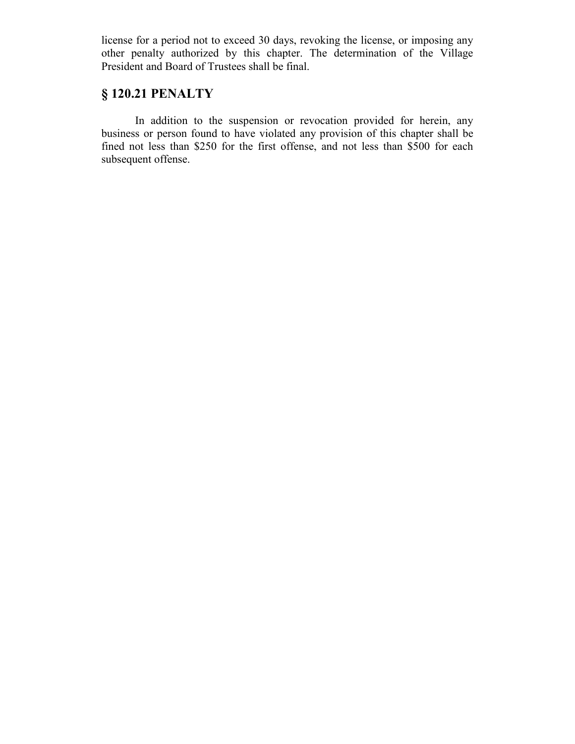license for a period not to exceed 30 days, revoking the license, or imposing any other penalty authorized by this chapter. The determination of the Village President and Board of Trustees shall be final.

## § 120.21 PENALTY

In addition to the suspension or revocation provided for herein, any business or person found to have violated any provision of this chapter shall be fined not less than $250 for the first offense, and not less than $500 for each subsequent offense.